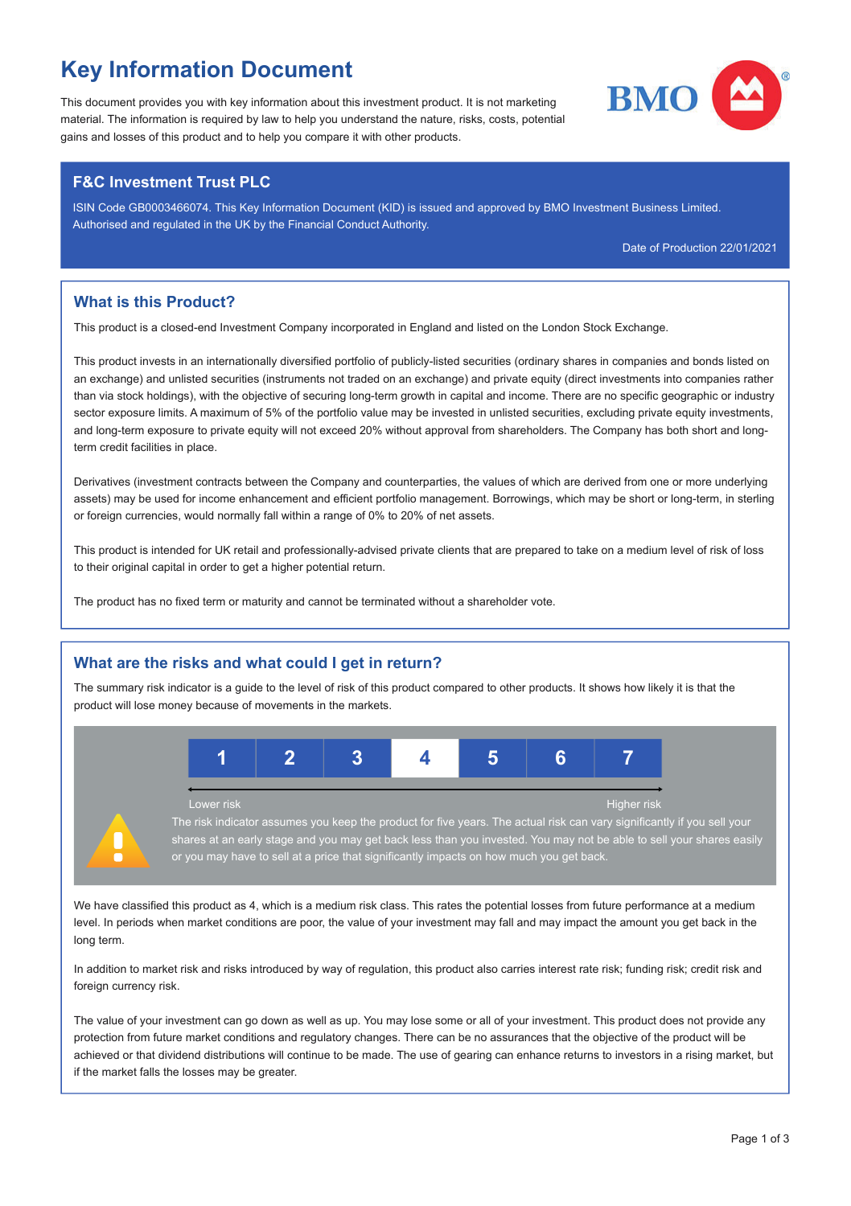# Key Information Document

This document provides you with key information about this investment product. It is not marketing material. The information is required by law to help you understand the nature, risks, costs, potential gains and losses of this product and to help you compare it with other products.

## F&C Investment Trust PLC

ISIN Code GB0003466074. This Key Information Document (KID) is issued and approved by BMO Investment Business Limited. Authorised and regulated in the UK by the Financial Conduct Authority.

Date of Production 22/01/2021

## What is this Product?

This product is a closed-end Investment Company incorporated in England and listed on the London Stock Exchange.

This product invests in an internationally diversified portfolio of publicly-listed securities (ordinary shares in companies and bonds listed on an exchange) and unlisted securities (instruments not traded on an exchange) and private equity (direct investments into companies rather than via stock holdings), with the objective of securing long-term growth in capital and income. There are no specific geographic or industry sector exposure limits. A maximum of 5% of the portfolio value may be invested in unlisted securities, excluding private equity investments, and long-term exposure to private equity will not exceed 20% without approval from shareholders. The Company has both short and long-term credit facilities in place.

Derivatives (investment contracts between the Company and counterparties, the values of which are derived from one or more underlying assets) may be used for income enhancement and efficient portfolio management. Borrowings, which may be short or long-term, in sterling or foreign currencies, would normally fall within a range of 0% to 20% of net assets.

This product is intended for UK retail and professionally-advised private clients that are prepared to take on a medium level of risk of loss to their original capital in order to get a higher potential return.

The product has no fixed term or maturity and cannot be terminated without a shareholder vote.

## What are the risks and what could I get in return?

The summary risk indicator is a guide to the level of risk of this product compared to other products. It shows how likely it is that the product will lose money because of movements in the markets.

| 1 | 2 | 3 | **4** | 5 | 6 | 7 |
|---|---|---|---|---|---|---|

Lower risk — Higher risk

The risk indicator assumes you keep the product for five years. The actual risk can vary significantly if you sell your shares at an early stage and you may get back less than you invested. You may not be able to sell your shares easily or you may have to sell at a price that significantly impacts on how much you get back.

We have classified this product as 4, which is a medium risk class. This rates the potential losses from future performance at a medium level. In periods when market conditions are poor, the value of your investment may fall and may impact the amount you get back in the long term.

In addition to market risk and risks introduced by way of regulation, this product also carries interest rate risk; funding risk; credit risk and foreign currency risk.

The value of your investment can go down as well as up. You may lose some or all of your investment. This product does not provide any protection from future market conditions and regulatory changes. There can be no assurances that the objective of the product will be achieved or that dividend distributions will continue to be made. The use of gearing can enhance returns to investors in a rising market, but if the market falls the losses may be greater.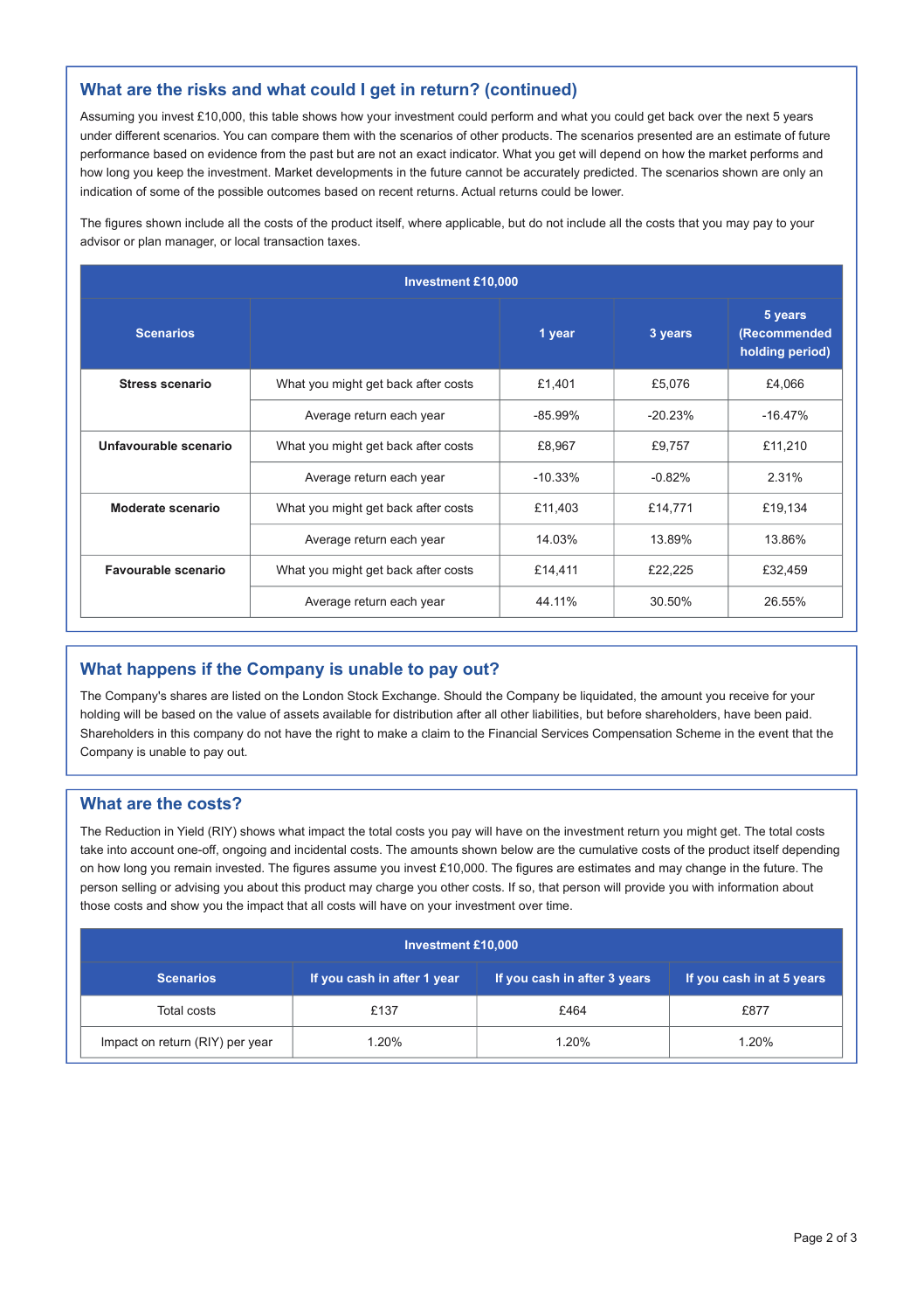## What are the risks and what could I get in return? (continued)

Assuming you invest £10,000, this table shows how your investment could perform and what you could get back over the next 5 years under different scenarios. You can compare them with the scenarios of other products. The scenarios presented are an estimate of future performance based on evidence from the past but are not an exact indicator. What you get will depend on how the market performs and how long you keep the investment. Market developments in the future cannot be accurately predicted. The scenarios shown are only an indication of some of the possible outcomes based on recent returns. Actual returns could be lower.

The figures shown include all the costs of the product itself, where applicable, but do not include all the costs that you may pay to your advisor or plan manager, or local transaction taxes.

| Investment £10,000 | | | | |
|---|---|---|---|---|
| **Scenarios** | | **1 year** | **3 years** | **5 years (Recommended holding period)** |
| **Stress scenario** | What you might get back after costs | £1,401 | £5,076 | £4,066 |
| | Average return each year | -85.99% | -20.23% | -16.47% |
| **Unfavourable scenario** | What you might get back after costs | £8,967 | £9,757 | £11,210 |
| | Average return each year | -10.33% | -0.82% | 2.31% |
| **Moderate scenario** | What you might get back after costs | £11,403 | £14,771 | £19,134 |
| | Average return each year | 14.03% | 13.89% | 13.86% |
| **Favourable scenario** | What you might get back after costs | £14,411 | £22,225 | £32,459 |
| | Average return each year | 44.11% | 30.50% | 26.55% |

## What happens if the Company is unable to pay out?

The Company's shares are listed on the London Stock Exchange. Should the Company be liquidated, the amount you receive for your holding will be based on the value of assets available for distribution after all other liabilities, but before shareholders, have been paid. Shareholders in this company do not have the right to make a claim to the Financial Services Compensation Scheme in the event that the Company is unable to pay out.

## What are the costs?

The Reduction in Yield (RIY) shows what impact the total costs you pay will have on the investment return you might get. The total costs take into account one-off, ongoing and incidental costs. The amounts shown below are the cumulative costs of the product itself depending on how long you remain invested. The figures assume you invest £10,000. The figures are estimates and may change in the future. The person selling or advising you about this product may charge you other costs. If so, that person will provide you with information about those costs and show you the impact that all costs will have on your investment over time.

| Investment £10,000 | | | |
|---|---|---|---|
| **Scenarios** | **If you cash in after 1 year** | **If you cash in after 3 years** | **If you cash in at 5 years** |
| Total costs | £137 | £464 | £877 |
| Impact on return (RIY) per year | 1.20% | 1.20% | 1.20% |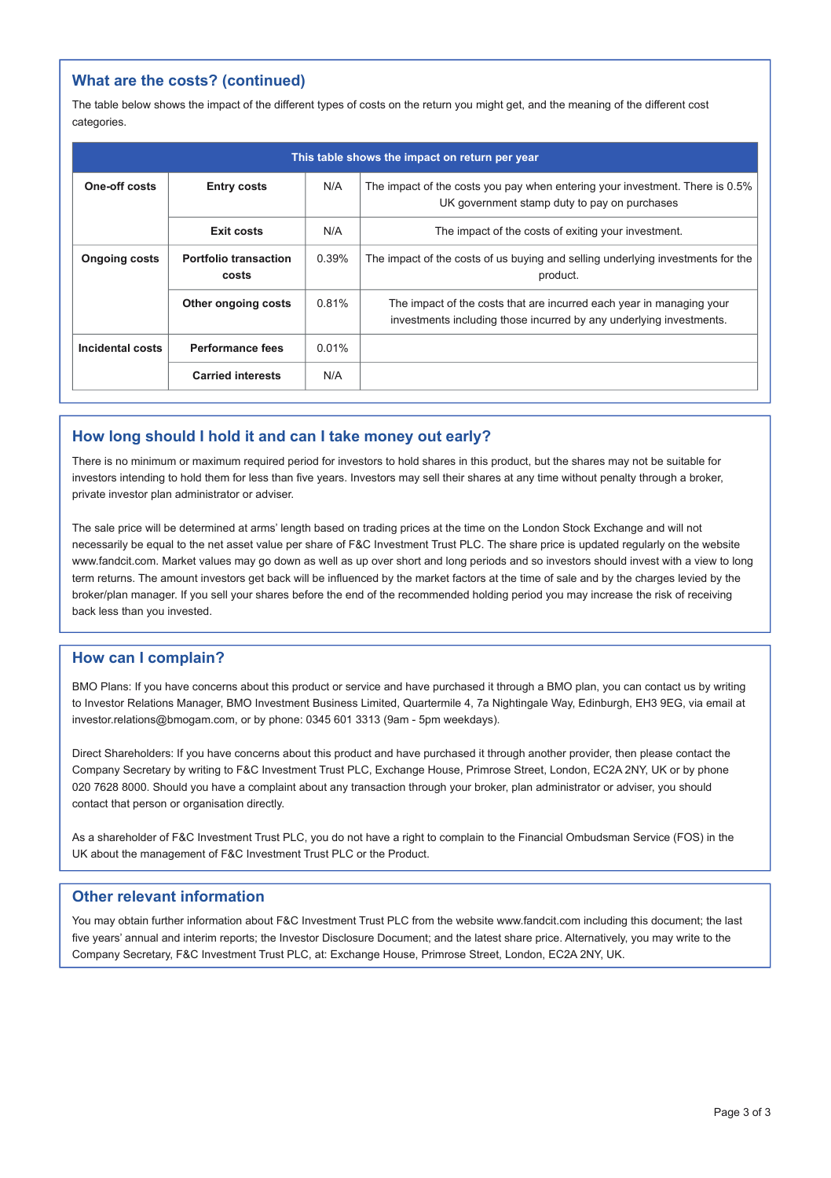## What are the costs? (continued)

The table below shows the impact of the different types of costs on the return you might get, and the meaning of the different cost categories.

| This table shows the impact on return per year | | | |
|---|---|---|---|
| **One-off costs** | **Entry costs** | N/A | The impact of the costs you pay when entering your investment. There is 0.5% UK government stamp duty to pay on purchases |
| | **Exit costs** | N/A | The impact of the costs of exiting your investment. |
| **Ongoing costs** | **Portfolio transaction costs** | 0.39% | The impact of the costs of us buying and selling underlying investments for the product. |
| | **Other ongoing costs** | 0.81% | The impact of the costs that are incurred each year in managing your investments including those incurred by any underlying investments. |
| **Incidental costs** | **Performance fees** | 0.01% | |
| | **Carried interests** | N/A | |

## How long should I hold it and can I take money out early?

There is no minimum or maximum required period for investors to hold shares in this product, but the shares may not be suitable for investors intending to hold them for less than five years. Investors may sell their shares at any time without penalty through a broker, private investor plan administrator or adviser.

The sale price will be determined at arms' length based on trading prices at the time on the London Stock Exchange and will not necessarily be equal to the net asset value per share of F&C Investment Trust PLC. The share price is updated regularly on the website www.fandcit.com. Market values may go down as well as up over short and long periods and so investors should invest with a view to long term returns. The amount investors get back will be influenced by the market factors at the time of sale and by the charges levied by the broker/plan manager. If you sell your shares before the end of the recommended holding period you may increase the risk of receiving back less than you invested.

## How can I complain?

BMO Plans: If you have concerns about this product or service and have purchased it through a BMO plan, you can contact us by writing to Investor Relations Manager, BMO Investment Business Limited, Quartermile 4, 7a Nightingale Way, Edinburgh, EH3 9EG, via email at investor.relations@bmogam.com, or by phone: 0345 601 3313 (9am - 5pm weekdays).

Direct Shareholders: If you have concerns about this product and have purchased it through another provider, then please contact the Company Secretary by writing to F&C Investment Trust PLC, Exchange House, Primrose Street, London, EC2A 2NY, UK or by phone 020 7628 8000. Should you have a complaint about any transaction through your broker, plan administrator or adviser, you should contact that person or organisation directly.

As a shareholder of F&C Investment Trust PLC, you do not have a right to complain to the Financial Ombudsman Service (FOS) in the UK about the management of F&C Investment Trust PLC or the Product.

## Other relevant information

You may obtain further information about F&C Investment Trust PLC from the website www.fandcit.com including this document; the last five years' annual and interim reports; the Investor Disclosure Document; and the latest share price. Alternatively, you may write to the Company Secretary, F&C Investment Trust PLC, at: Exchange House, Primrose Street, London, EC2A 2NY, UK.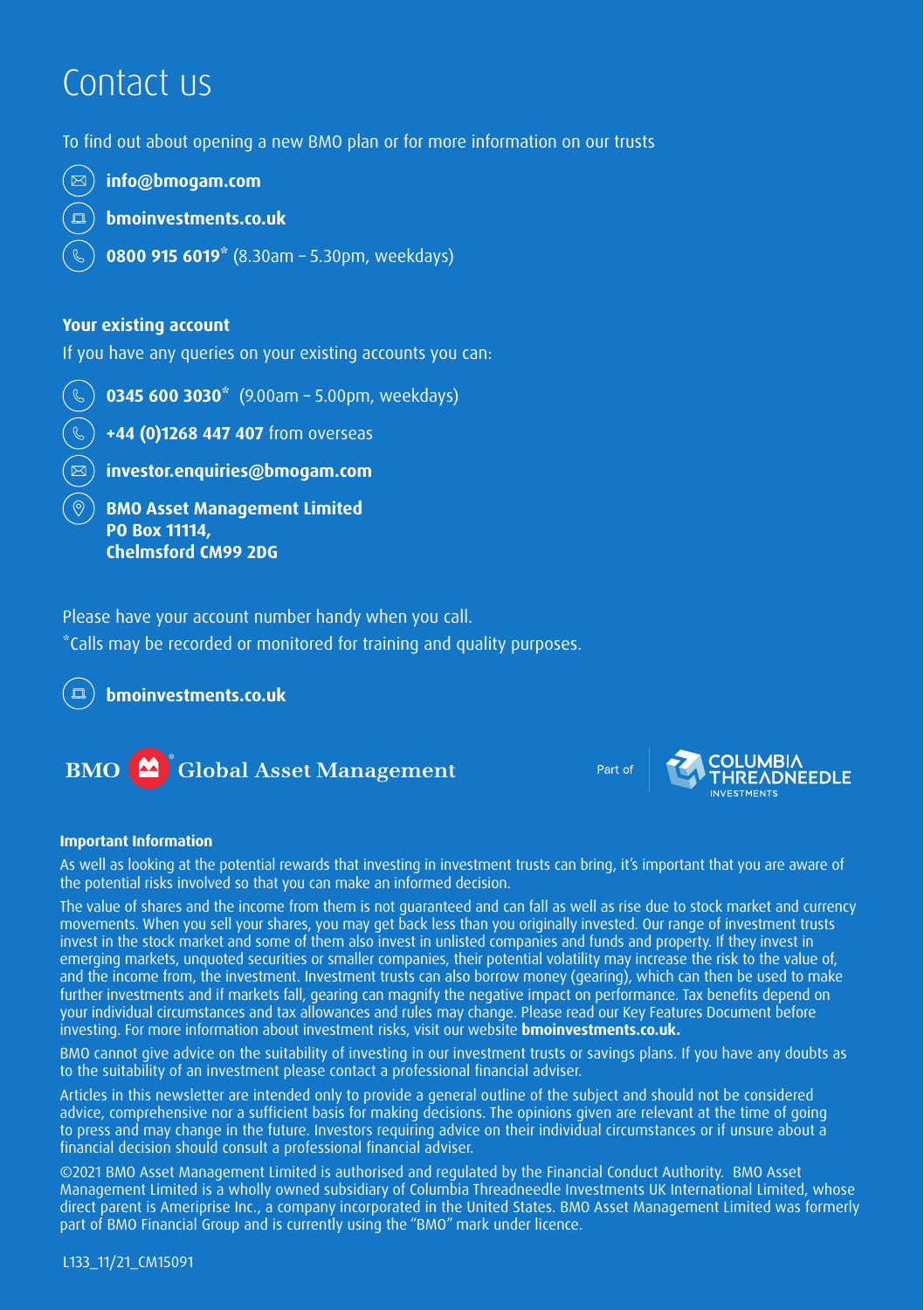# Contact us

To find out about opening a new BMO plan or for more information on our trusts

**info@bmogam.com**

**bmoinvestments.co.uk**

**0800 915 6019*** (8.30am – 5.30pm, weekdays)

### Your existing account

If you have any queries on your existing accounts you can:

**0345 600 3030*** (9.00am – 5.00pm, weekdays)

**+44 (0)1268 447 407** from overseas

**investor.enquiries@bmogam.com**

**BMO Asset Management Limited**
**PO Box 11114,**
**Chelmsford CM99 2DG**

Please have your account number handy when you call.

*Calls may be recorded or monitored for training and quality purposes.

**bmoinvestments.co.uk**

BMO Global Asset Management

Part of COLUMBIA THREADNEEDLE INVESTMENTS

**Important Information**

As well as looking at the potential rewards that investing in investment trusts can bring, it's important that you are aware of the potential risks involved so that you can make an informed decision.

The value of shares and the income from them is not guaranteed and can fall as well as rise due to stock market and currency movements. When you sell your shares, you may get back less than you originally invested. Our range of investment trusts invest in the stock market and some of them also invest in unlisted companies and funds and property. If they invest in emerging markets, unquoted securities or smaller companies, their potential volatility may increase the risk to the value of, and the income from, the investment. Investment trusts can also borrow money (gearing), which can then be used to make further investments and if markets fall, gearing can magnify the negative impact on performance. Tax benefits depend on your individual circumstances and tax allowances and rules may change. Please read our Key Features Document before investing. For more information about investment risks, visit our website **bmoinvestments.co.uk.**

BMO cannot give advice on the suitability of investing in our investment trusts or savings plans. If you have any doubts as to the suitability of an investment please contact a professional financial adviser.

Articles in this newsletter are intended only to provide a general outline of the subject and should not be considered advice, comprehensive nor a sufficient basis for making decisions. The opinions given are relevant at the time of going to press and may change in the future. Investors requiring advice on their individual circumstances or if unsure about a financial decision should consult a professional financial adviser.

©2021 BMO Asset Management Limited is authorised and regulated by the Financial Conduct Authority. BMO Asset Management Limited is a wholly owned subsidiary of Columbia Threadneedle Investments UK International Limited, whose direct parent is Ameriprise Inc., a company incorporated in the United States. BMO Asset Management Limited was formerly part of BMO Financial Group and is currently using the "BMO" mark under licence.

L133_11/21_CM15091